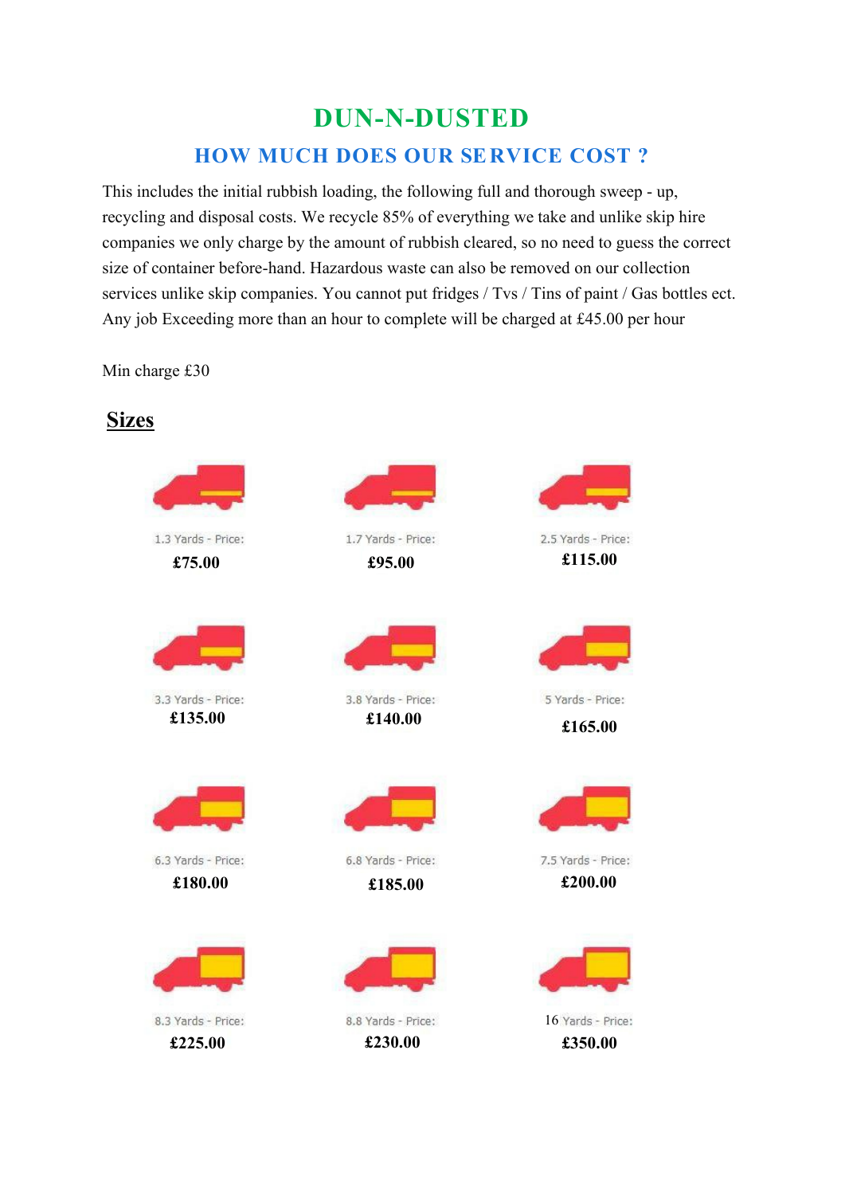# DUN-N-DUSTED

## HOW MUCH DOES OUR SERVICE COST ?

This includes the initial rubbish loading, the following full and thorough sweep - up, recycling and disposal costs. We recycle 85% of everything we take and unlike skip hire companies we only charge by the amount of rubbish cleared, so no need to guess the correct size of container before-hand. Hazardous waste can also be removed on our collection services unlike skip companies. You cannot put fridges / Tvs / Tins of paint / Gas bottles ect. Any job Exceeding more than an hour to complete will be charged at £45.00 per hour

Min charge £30

## Sizes

1.3 Yards - Price:
**£75.00**

1.7 Yards - Price:
**£95.00**

2.5 Yards - Price:
**£115.00**

3.3 Yards - Price:
**£135.00**

3.8 Yards - Price:
**£140.00**

5 Yards - Price:
**£165.00**

6.3 Yards - Price:
**£180.00**

6.8 Yards - Price:
**£185.00**

7.5 Yards - Price:
**£200.00**

8.3 Yards - Price:
**£225.00**

8.8 Yards - Price:
**£230.00**

16 Yards - Price:
**£350.00**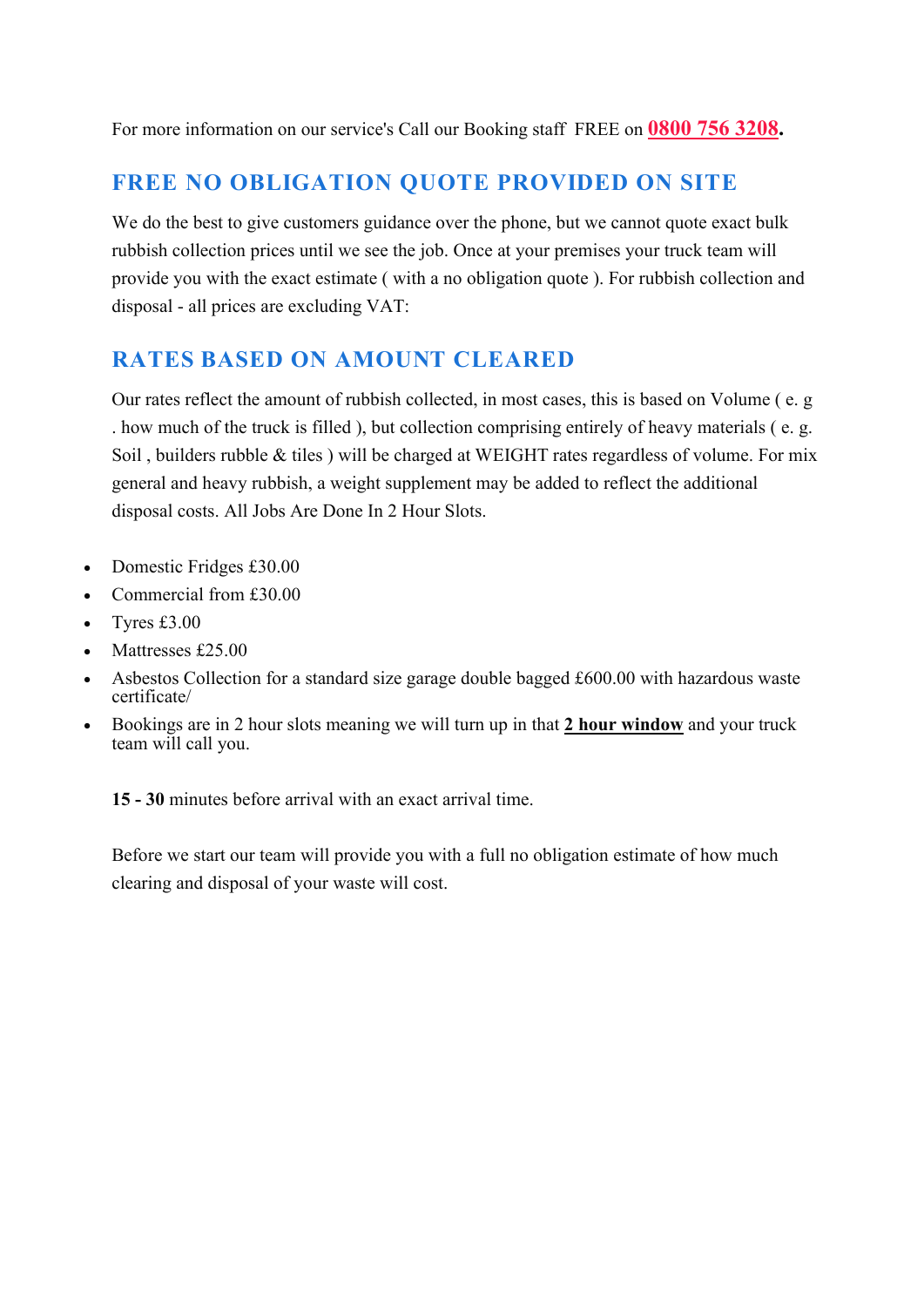For more information on our service's Call our Booking staff FREE on **0800 756 3208**.

## FREE NO OBLIGATION QUOTE PROVIDED ON SITE

We do the best to give customers guidance over the phone, but we cannot quote exact bulk rubbish collection prices until we see the job. Once at your premises your truck team will provide you with the exact estimate ( with a no obligation quote ). For rubbish collection and disposal - all prices are excluding VAT:

## RATES BASED ON AMOUNT CLEARED

Our rates reflect the amount of rubbish collected, in most cases, this is based on Volume ( e. g . how much of the truck is filled ), but collection comprising entirely of heavy materials ( e. g. Soil , builders rubble & tiles ) will be charged at WEIGHT rates regardless of volume. For mix general and heavy rubbish, a weight supplement may be added to reflect the additional disposal costs. All Jobs Are Done In 2 Hour Slots.

- Domestic Fridges £30.00
- Commercial from £30.00
- Tyres £3.00
- Mattresses £25.00
- Asbestos Collection for a standard size garage double bagged £600.00 with hazardous waste certificate/
- Bookings are in 2 hour slots meaning we will turn up in that **2 hour window** and your truck team will call you.

**15 - 30** minutes before arrival with an exact arrival time.

Before we start our team will provide you with a full no obligation estimate of how much clearing and disposal of your waste will cost.